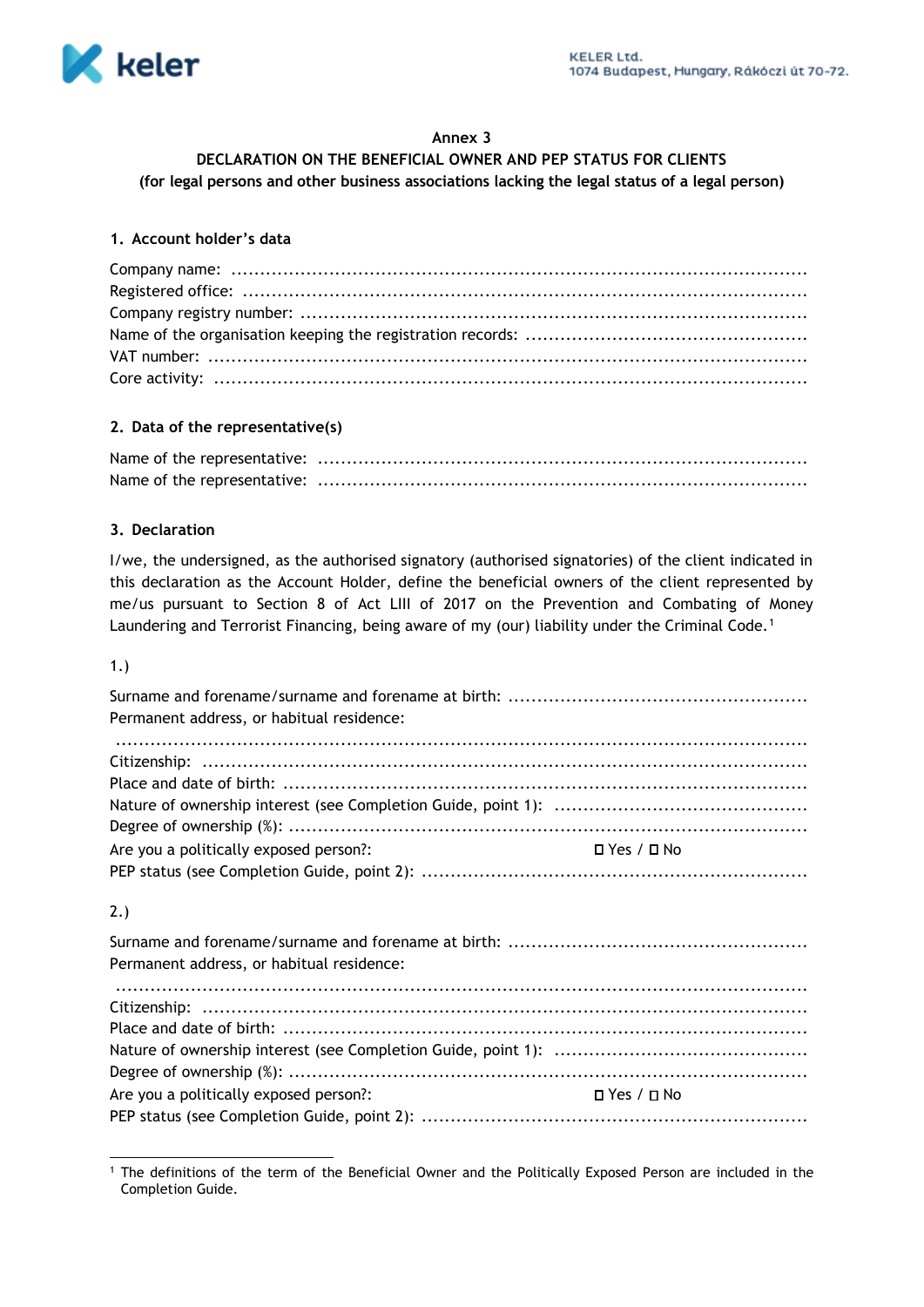Annex 3

**DECLARATION ON THE BENEFICIAL OWNER AND PEP STATUS FOR CLIENTS**
**(for legal persons and other business associations lacking the legal status of a legal person)**

## 1. Account holder's data

Company name: ..........................................................................................................
Registered office: ........................................................................................................
Company registry number: ..........................................................................................
Name of the organisation keeping the registration records: ...........................................
VAT number: ..............................................................................................................
Core activity: ..............................................................................................................

## 2. Data of the representative(s)

Name of the representative: .........................................................................................
Name of the representative: .........................................................................................

## 3. Declaration

I/we, the undersigned, as the authorised signatory (authorised signatories) of the client indicated in this declaration as the Account Holder, define the beneficial owners of the client represented by me/us pursuant to Section 8 of Act LIII of 2017 on the Prevention and Combating of Money Laundering and Terrorist Financing, being aware of my (our) liability under the Criminal Code.[1]

1.)

Surname and forename/surname and forename at birth: ....................................................
Permanent address, or habitual residence:
..................................................................................................................................
Citizenship: ...............................................................................................................
Place and date of birth: ..............................................................................................
Nature of ownership interest (see Completion Guide, point 1): ...........................................
Degree of ownership (%): .............................................................................................
Are you a politically exposed person?: ☐ Yes / ☐ No
PEP status (see Completion Guide, point 2): ....................................................................

2.)

Surname and forename/surname and forename at birth: ....................................................
Permanent address, or habitual residence:
..................................................................................................................................
Citizenship: ...............................................................................................................
Place and date of birth: ..............................................................................................
Nature of ownership interest (see Completion Guide, point 1): ...........................................
Degree of ownership (%): .............................................................................................
Are you a politically exposed person?: ☐ Yes / ☐ No
PEP status (see Completion Guide, point 2): ....................................................................

---

[1] The definitions of the term of the Beneficial Owner and the Politically Exposed Person are included in the Completion Guide.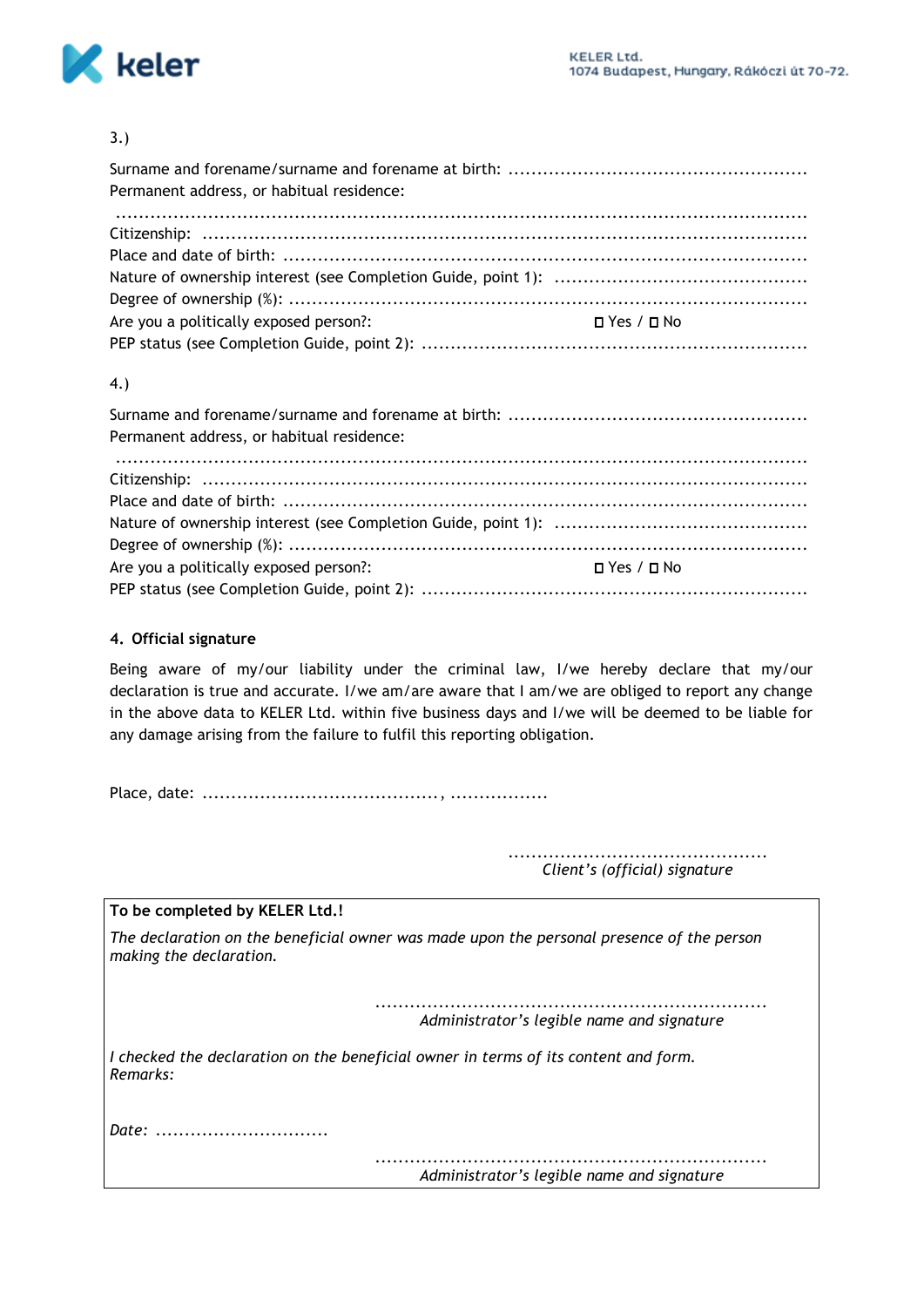3.)

Surname and forename/surname and forename at birth: ....................................................
Permanent address, or habitual residence:

.......................................................................................................................
Citizenship: ..........................................................................................................
Place and date of birth: ..........................................................................................
Nature of ownership interest (see Completion Guide, point 1): ............................................
Degree of ownership (%): .........................................................................................
Are you a politically exposed person?: ☐ Yes / ☐ No
PEP status (see Completion Guide, point 2): ..................................................................

4.)

Surname and forename/surname and forename at birth: ....................................................
Permanent address, or habitual residence:

.......................................................................................................................
Citizenship: ..........................................................................................................
Place and date of birth: ..........................................................................................
Nature of ownership interest (see Completion Guide, point 1): ............................................
Degree of ownership (%): .........................................................................................
Are you a politically exposed person?: ☐ Yes / ☐ No
PEP status (see Completion Guide, point 2): ..................................................................

**4. Official signature**

Being aware of my/our liability under the criminal law, I/we hereby declare that my/our declaration is true and accurate. I/we am/are aware that I am/we are obliged to report any change in the above data to KELER Ltd. within five business days and I/we will be deemed to be liable for any damage arising from the failure to fulfil this reporting obligation.

Place, date: ........................................, .................

.............................................
*Client's (official) signature*

**To be completed by KELER Ltd.!**

*The declaration on the beneficial owner was made upon the personal presence of the person making the declaration.*

..................................................................
*Administrator's legible name and signature*

*I checked the declaration on the beneficial owner in terms of its content and form.*
*Remarks:*

*Date:* ..............................

..................................................................
*Administrator's legible name and signature*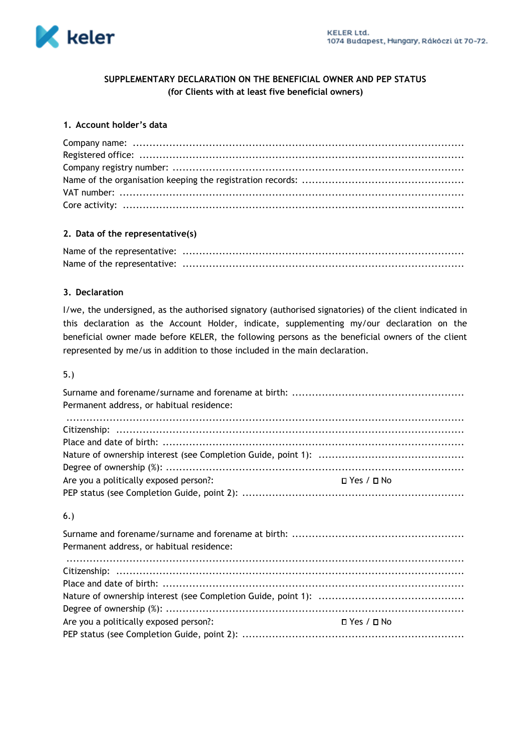**SUPPLEMENTARY DECLARATION ON THE BENEFICIAL OWNER AND PEP STATUS**
**(for Clients with at least five beneficial owners)**

**1. Account holder's data**

Company name: ....................................................................................................

Registered office: ....................................................................................................

Company registry number: ....................................................................................................

Name of the organisation keeping the registration records: ....................................................................................................

VAT number: ....................................................................................................

Core activity: ....................................................................................................

**2. Data of the representative(s)**

Name of the representative: ....................................................................................................

Name of the representative: ....................................................................................................

**3. Declaration**

I/we, the undersigned, as the authorised signatory (authorised signatories) of the client indicated in this declaration as the Account Holder, indicate, supplementing my/our declaration on the beneficial owner made before KELER, the following persons as the beneficial owners of the client represented by me/us in addition to those included in the main declaration.

5.)

Surname and forename/surname and forename at birth: ....................................................................................................

Permanent address, or habitual residence:

....................................................................................................

Citizenship: ....................................................................................................

Place and date of birth: ....................................................................................................

Nature of ownership interest (see Completion Guide, point 1): ....................................................................................................

Degree of ownership (%): ....................................................................................................

Are you a politically exposed person?: ☐ Yes / ☐ No

PEP status (see Completion Guide, point 2): ....................................................................................................

6.)

Surname and forename/surname and forename at birth: ....................................................................................................

Permanent address, or habitual residence:

....................................................................................................

Citizenship: ....................................................................................................

Place and date of birth: ....................................................................................................

Nature of ownership interest (see Completion Guide, point 1): ....................................................................................................

Degree of ownership (%): ....................................................................................................

Are you a politically exposed person?: ☐ Yes / ☐ No

PEP status (see Completion Guide, point 2): ....................................................................................................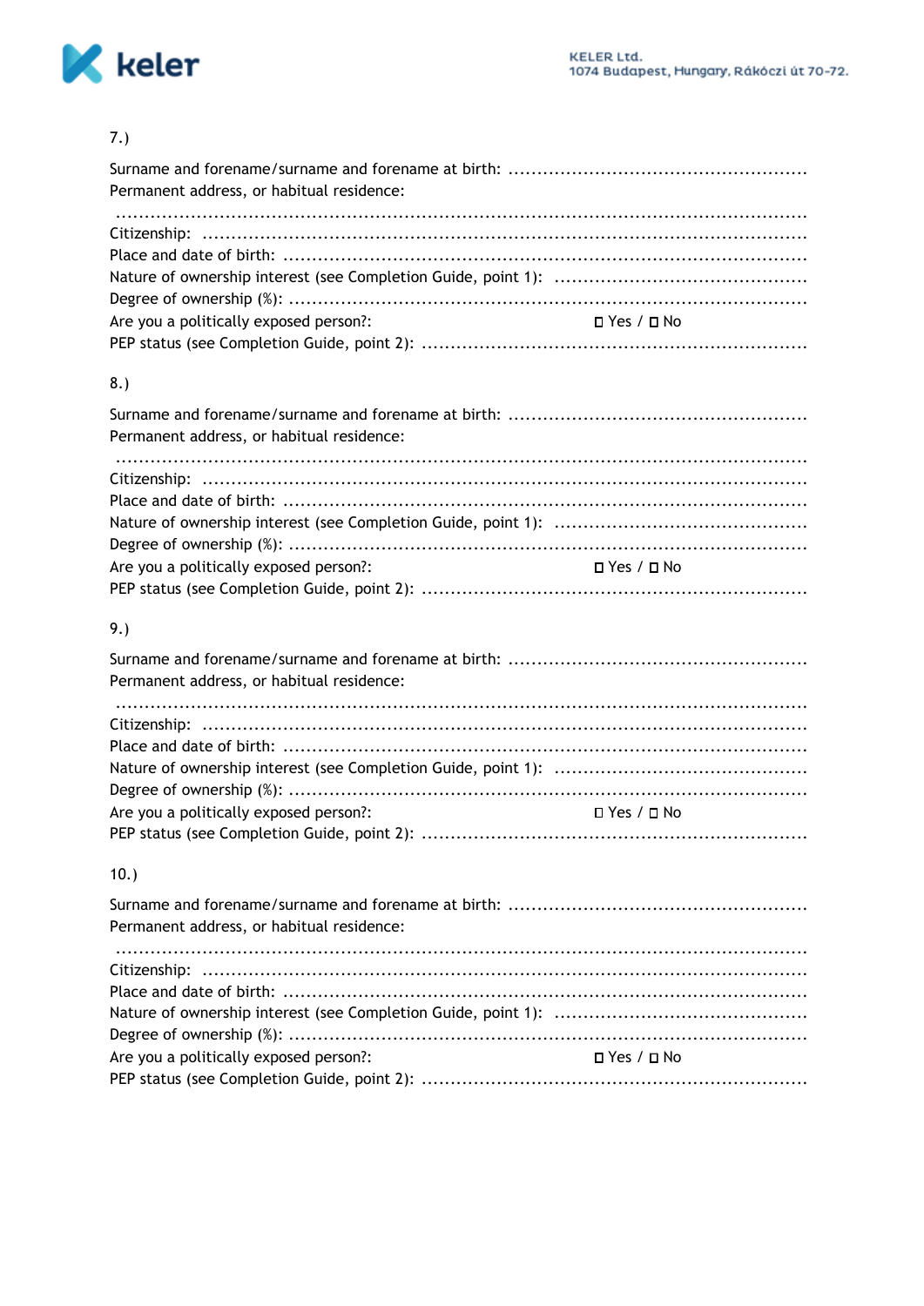7.)

Surname and forename/surname and forename at birth: ....................................................

Permanent address, or habitual residence:

..............................................................................................................................

Citizenship: ..........................................................................................................

Place and date of birth: ...........................................................................................

Nature of ownership interest (see Completion Guide, point 1): ............................................

Degree of ownership (%): .........................................................................................

Are you a politically exposed person?: ☐ Yes / ☐ No

PEP status (see Completion Guide, point 2): ..................................................................

8.)

Surname and forename/surname and forename at birth: ....................................................

Permanent address, or habitual residence:

..............................................................................................................................

Citizenship: ..........................................................................................................

Place and date of birth: ...........................................................................................

Nature of ownership interest (see Completion Guide, point 1): ............................................

Degree of ownership (%): .........................................................................................

Are you a politically exposed person?: ☐ Yes / ☐ No

PEP status (see Completion Guide, point 2): ..................................................................

9.)

Surname and forename/surname and forename at birth: ....................................................

Permanent address, or habitual residence:

..............................................................................................................................

Citizenship: ..........................................................................................................

Place and date of birth: ...........................................................................................

Nature of ownership interest (see Completion Guide, point 1): ............................................

Degree of ownership (%): .........................................................................................

Are you a politically exposed person?: ☐ Yes / ☐ No

PEP status (see Completion Guide, point 2): ..................................................................

10.)

Surname and forename/surname and forename at birth: ....................................................

Permanent address, or habitual residence:

..............................................................................................................................

Citizenship: ..........................................................................................................

Place and date of birth: ...........................................................................................

Nature of ownership interest (see Completion Guide, point 1): ............................................

Degree of ownership (%): .........................................................................................

Are you a politically exposed person?: ☐ Yes / ☐ No

PEP status (see Completion Guide, point 2): ..................................................................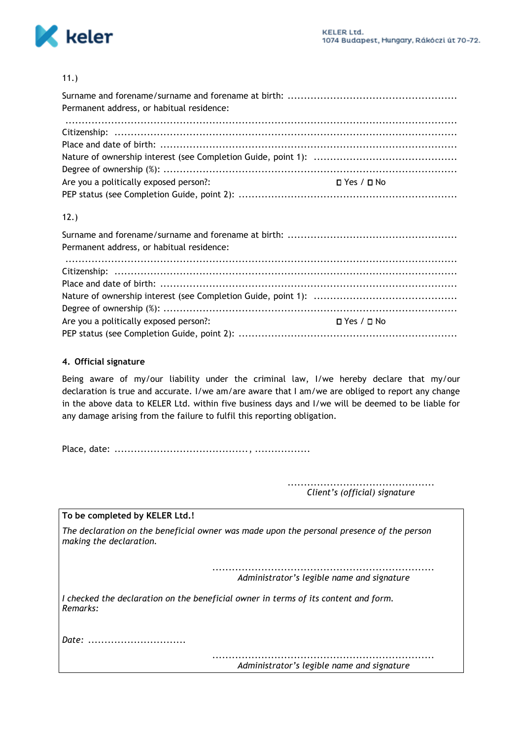11.)

Surname and forename/surname and forename at birth: ....................................................
Permanent address, or habitual residence:

...........................................................................................................................
Citizenship: ...........................................................................................
Place and date of birth: ...............................................................................
Nature of ownership interest (see Completion Guide, point 1): ............................................
Degree of ownership (%): ..............................................................................
Are you a politically exposed person?: ◻ Yes / ◻ No
PEP status (see Completion Guide, point 2): ...................................................................

12.)

Surname and forename/surname and forename at birth: ....................................................
Permanent address, or habitual residence:

...........................................................................................................................
Citizenship: ...........................................................................................
Place and date of birth: ...............................................................................
Nature of ownership interest (see Completion Guide, point 1): ............................................
Degree of ownership (%): ..............................................................................
Are you a politically exposed person?: ◻ Yes / ◻ No
PEP status (see Completion Guide, point 2): ...................................................................

**4. Official signature**

Being aware of my/our liability under the criminal law, I/we hereby declare that my/our declaration is true and accurate. I/we am/are aware that I am/we are obliged to report any change in the above data to KELER Ltd. within five business days and I/we will be deemed to be liable for any damage arising from the failure to fulfil this reporting obligation.

Place, date: ........................................, .................

.............................................
*Client's (official) signature*

**To be completed by KELER Ltd.!**

*The declaration on the beneficial owner was made upon the personal presence of the person making the declaration.*

..................................................................
*Administrator's legible name and signature*

*I checked the declaration on the beneficial owner in terms of its content and form.*
*Remarks:*

*Date:* ..............................

..................................................................
*Administrator's legible name and signature*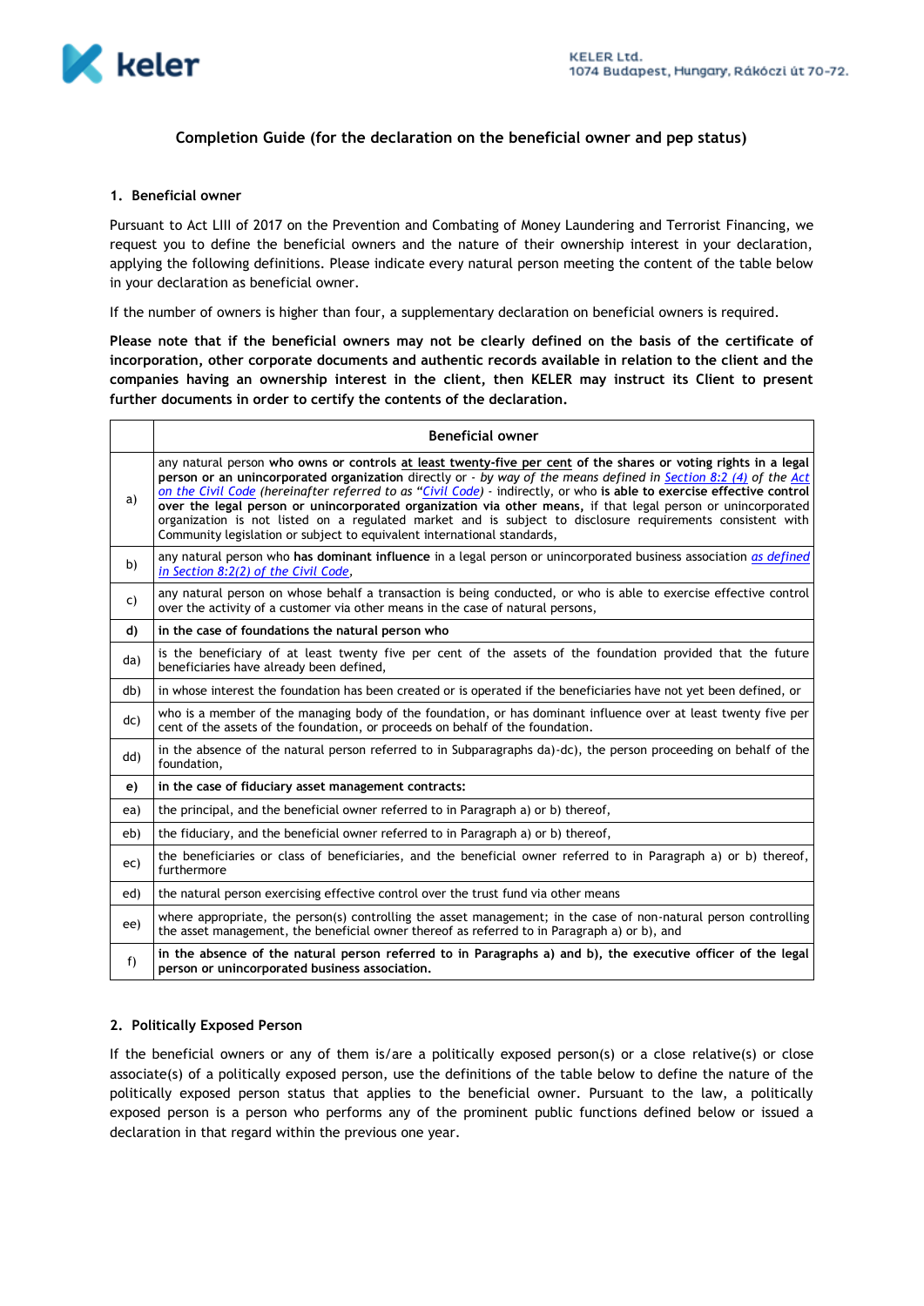# Completion Guide (for the declaration on the beneficial owner and pep status)

## 1. Beneficial owner

Pursuant to Act LIII of 2017 on the Prevention and Combating of Money Laundering and Terrorist Financing, we request you to define the beneficial owners and the nature of their ownership interest in your declaration, applying the following definitions. Please indicate every natural person meeting the content of the table below in your declaration as beneficial owner.

If the number of owners is higher than four, a supplementary declaration on beneficial owners is required.

**Please note that if the beneficial owners may not be clearly defined on the basis of the certificate of incorporation, other corporate documents and authentic records available in relation to the client and the companies having an ownership interest in the client, then KELER may instruct its Client to present further documents in order to certify the contents of the declaration.**

| | Beneficial owner |
|---|---|
| a) | any natural person **who owns or controls at least twenty-five per cent of the shares or voting rights in a legal person or an unincorporated organization** directly or - *by way of the means defined in Section 8:2 (4) of the Act on the Civil Code (hereinafter referred to as "Civil Code")* - indirectly, or who **is able to exercise effective control over the legal person or unincorporated organization via other means,** if that legal person or unincorporated organization is not listed on a regulated market and is subject to disclosure requirements consistent with Community legislation or subject to equivalent international standards, |
| b) | any natural person who **has dominant influence** in a legal person or unincorporated business association *as defined in Section 8:2(2) of the Civil Code*, |
| c) | any natural person on whose behalf a transaction is being conducted, or who is able to exercise effective control over the activity of a customer via other means in the case of natural persons, |
| **d)** | **in the case of foundations the natural person who** |
| da) | is the beneficiary of at least twenty five per cent of the assets of the foundation provided that the future beneficiaries have already been defined, |
| db) | in whose interest the foundation has been created or is operated if the beneficiaries have not yet been defined, or |
| dc) | who is a member of the managing body of the foundation, or has dominant influence over at least twenty five per cent of the assets of the foundation, or proceeds on behalf of the foundation. |
| dd) | in the absence of the natural person referred to in Subparagraphs da)-dc), the person proceeding on behalf of the foundation, |
| **e)** | **in the case of fiduciary asset management contracts:** |
| ea) | the principal, and the beneficial owner referred to in Paragraph a) or b) thereof, |
| eb) | the fiduciary, and the beneficial owner referred to in Paragraph a) or b) thereof, |
| ec) | the beneficiaries or class of beneficiaries, and the beneficial owner referred to in Paragraph a) or b) thereof, furthermore |
| ed) | the natural person exercising effective control over the trust fund via other means |
| ee) | where appropriate, the person(s) controlling the asset management; in the case of non-natural person controlling the asset management, the beneficial owner thereof as referred to in Paragraph a) or b), and |
| f) | **in the absence of the natural person referred to in Paragraphs a) and b), the executive officer of the legal person or unincorporated business association.** |

## 2. Politically Exposed Person

If the beneficial owners or any of them is/are a politically exposed person(s) or a close relative(s) or close associate(s) of a politically exposed person, use the definitions of the table below to define the nature of the politically exposed person status that applies to the beneficial owner. Pursuant to the law, a politically exposed person is a person who performs any of the prominent public functions defined below or issued a declaration in that regard within the previous one year.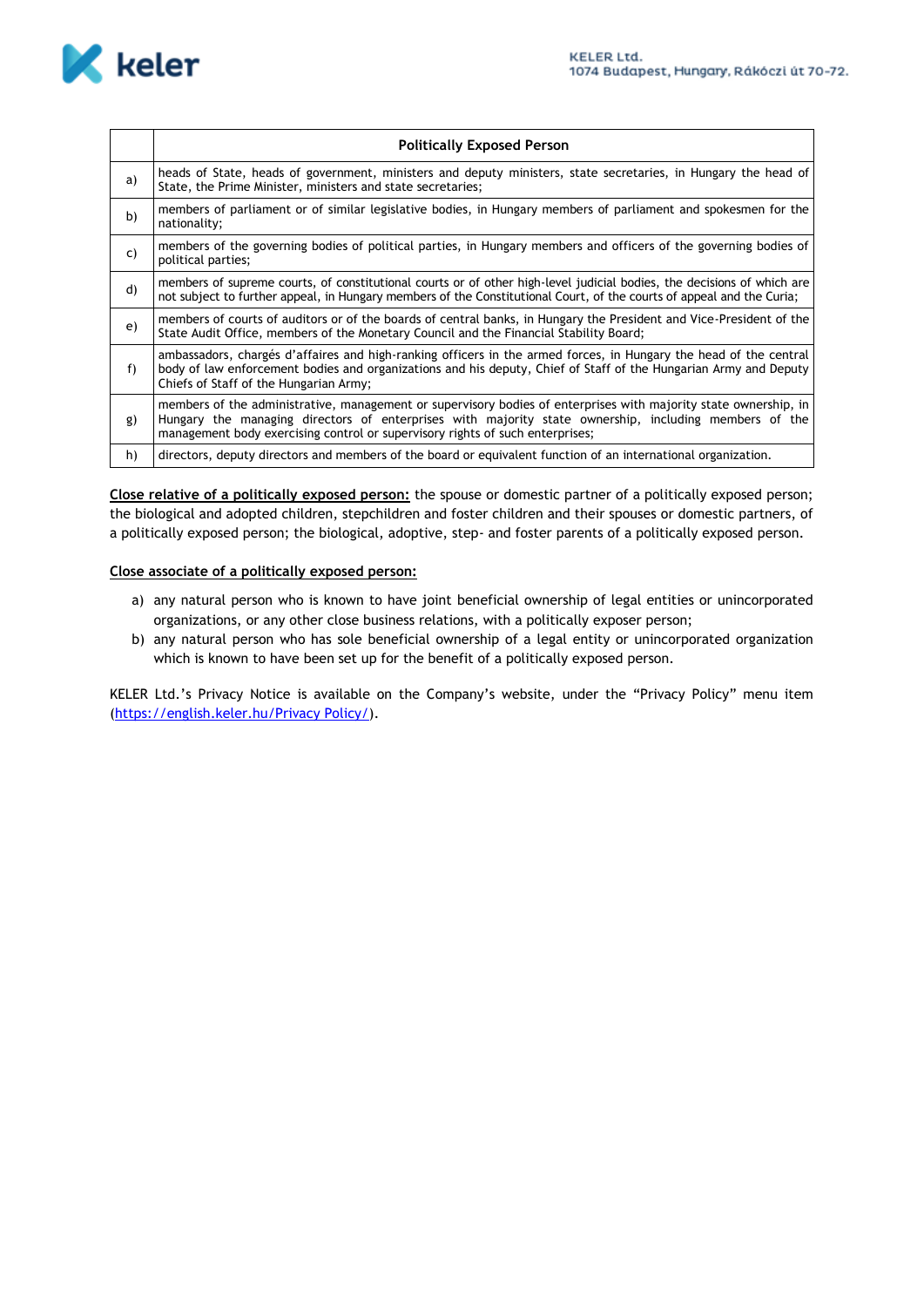| | Politically Exposed Person |
|---|---|
| a) | heads of State, heads of government, ministers and deputy ministers, state secretaries, in Hungary the head of State, the Prime Minister, ministers and state secretaries; |
| b) | members of parliament or of similar legislative bodies, in Hungary members of parliament and spokesmen for the nationality; |
| c) | members of the governing bodies of political parties, in Hungary members and officers of the governing bodies of political parties; |
| d) | members of supreme courts, of constitutional courts or of other high-level judicial bodies, the decisions of which are not subject to further appeal, in Hungary members of the Constitutional Court, of the courts of appeal and the Curia; |
| e) | members of courts of auditors or of the boards of central banks, in Hungary the President and Vice-President of the State Audit Office, members of the Monetary Council and the Financial Stability Board; |
| f) | ambassadors, chargés d'affaires and high-ranking officers in the armed forces, in Hungary the head of the central body of law enforcement bodies and organizations and his deputy, Chief of Staff of the Hungarian Army and Deputy Chiefs of Staff of the Hungarian Army; |
| g) | members of the administrative, management or supervisory bodies of enterprises with majority state ownership, in Hungary the managing directors of enterprises with majority state ownership, including members of the management body exercising control or supervisory rights of such enterprises; |
| h) | directors, deputy directors and members of the board or equivalent function of an international organization. |

**Close relative of a politically exposed person:** the spouse or domestic partner of a politically exposed person; the biological and adopted children, stepchildren and foster children and their spouses or domestic partners, of a politically exposed person; the biological, adoptive, step- and foster parents of a politically exposed person.

**Close associate of a politically exposed person:**

a) any natural person who is known to have joint beneficial ownership of legal entities or unincorporated organizations, or any other close business relations, with a politically exposer person;
b) any natural person who has sole beneficial ownership of a legal entity or unincorporated organization which is known to have been set up for the benefit of a politically exposed person.

KELER Ltd.'s Privacy Notice is available on the Company's website, under the "Privacy Policy" menu item (https://english.keler.hu/Privacy Policy/).